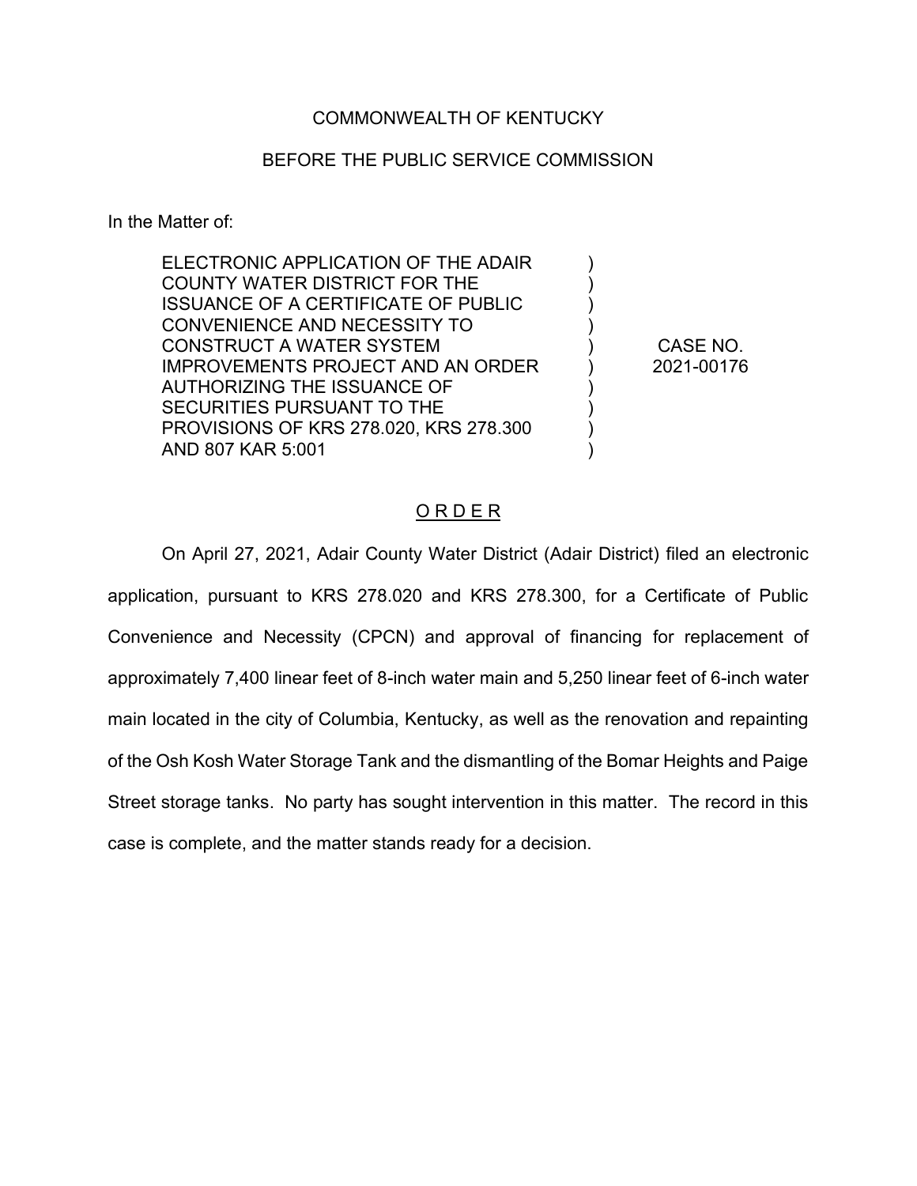COMMONWEALTH OF KENTUCKY

BEFORE THE PUBLIC SERVICE COMMISSION

In the Matter of:

| | | |
|---|---|---|
| ELECTRONIC APPLICATION OF THE ADAIR COUNTY WATER DISTRICT FOR THE ISSUANCE OF A CERTIFICATE OF PUBLIC CONVENIENCE AND NECESSITY TO CONSTRUCT A WATER SYSTEM IMPROVEMENTS PROJECT AND AN ORDER AUTHORIZING THE ISSUANCE OF SECURITIES PURSUANT TO THE PROVISIONS OF KRS 278.020, KRS 278.300 AND 807 KAR 5:001 | ) | CASE NO. 2021-00176 |

# ORDER

On April 27, 2021, Adair County Water District (Adair District) filed an electronic application, pursuant to KRS 278.020 and KRS 278.300, for a Certificate of Public Convenience and Necessity (CPCN) and approval of financing for replacement of approximately 7,400 linear feet of 8-inch water main and 5,250 linear feet of 6-inch water main located in the city of Columbia, Kentucky, as well as the renovation and repainting of the Osh Kosh Water Storage Tank and the dismantling of the Bomar Heights and Paige Street storage tanks. No party has sought intervention in this matter. The record in this case is complete, and the matter stands ready for a decision.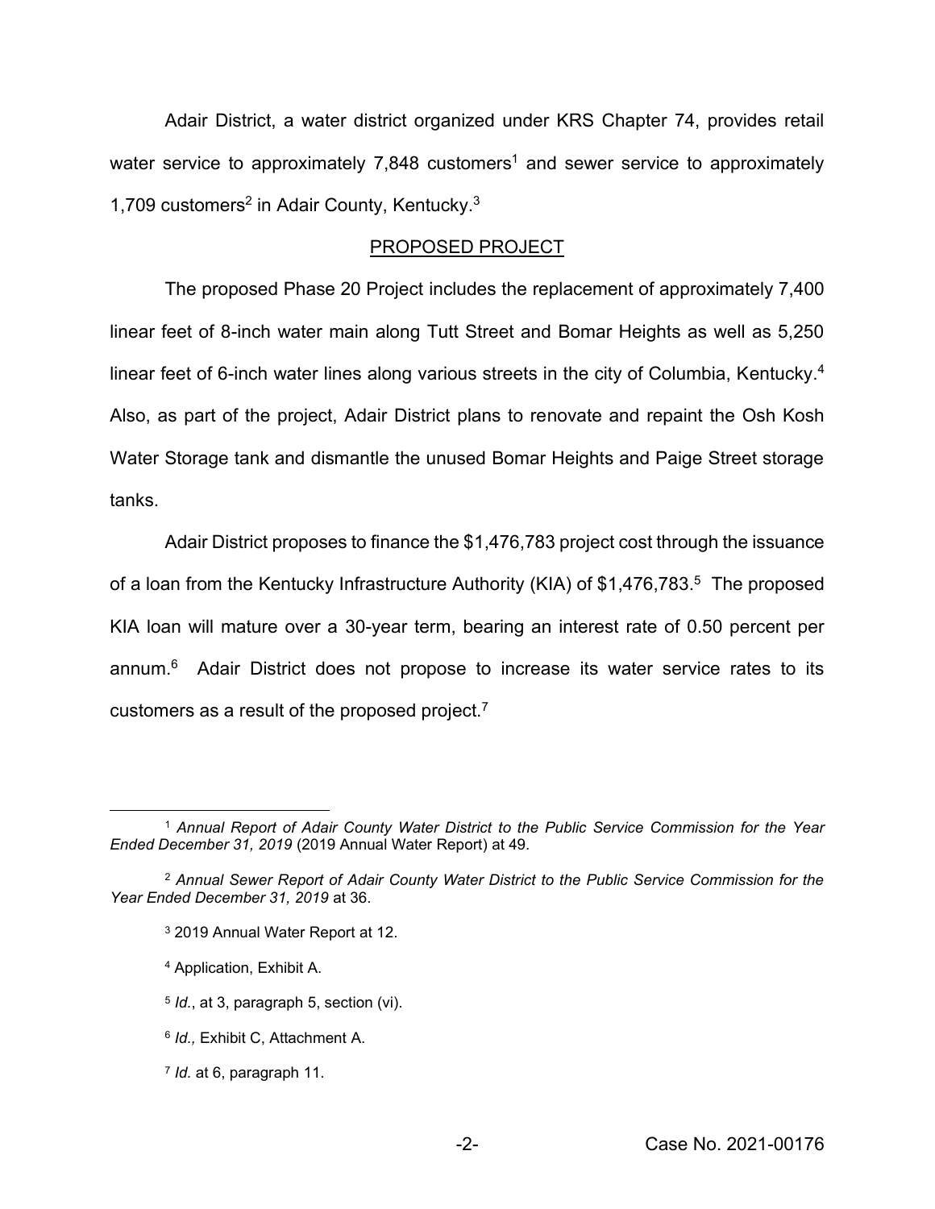Adair District, a water district organized under KRS Chapter 74, provides retail water service to approximately 7,848 customers[1] and sewer service to approximately 1,709 customers[2] in Adair County, Kentucky.[3]

## PROPOSED PROJECT

The proposed Phase 20 Project includes the replacement of approximately 7,400 linear feet of 8-inch water main along Tutt Street and Bomar Heights as well as 5,250 linear feet of 6-inch water lines along various streets in the city of Columbia, Kentucky.[4] Also, as part of the project, Adair District plans to renovate and repaint the Osh Kosh Water Storage tank and dismantle the unused Bomar Heights and Paige Street storage tanks.

Adair District proposes to finance the $1,476,783 project cost through the issuance of a loan from the Kentucky Infrastructure Authority (KIA) of $1,476,783.[5] The proposed KIA loan will mature over a 30-year term, bearing an interest rate of 0.50 percent per annum.[6] Adair District does not propose to increase its water service rates to its customers as a result of the proposed project.[7]

---

[1] *Annual Report of Adair County Water District to the Public Service Commission for the Year Ended December 31, 2019* (2019 Annual Water Report) at 49.

[2] *Annual Sewer Report of Adair County Water District to the Public Service Commission for the Year Ended December 31, 2019* at 36.

[3] 2019 Annual Water Report at 12.

[4] Application, Exhibit A.

[5] *Id.*, at 3, paragraph 5, section (vi).

[6] *Id.,* Exhibit C, Attachment A.

[7] *Id.* at 6, paragraph 11.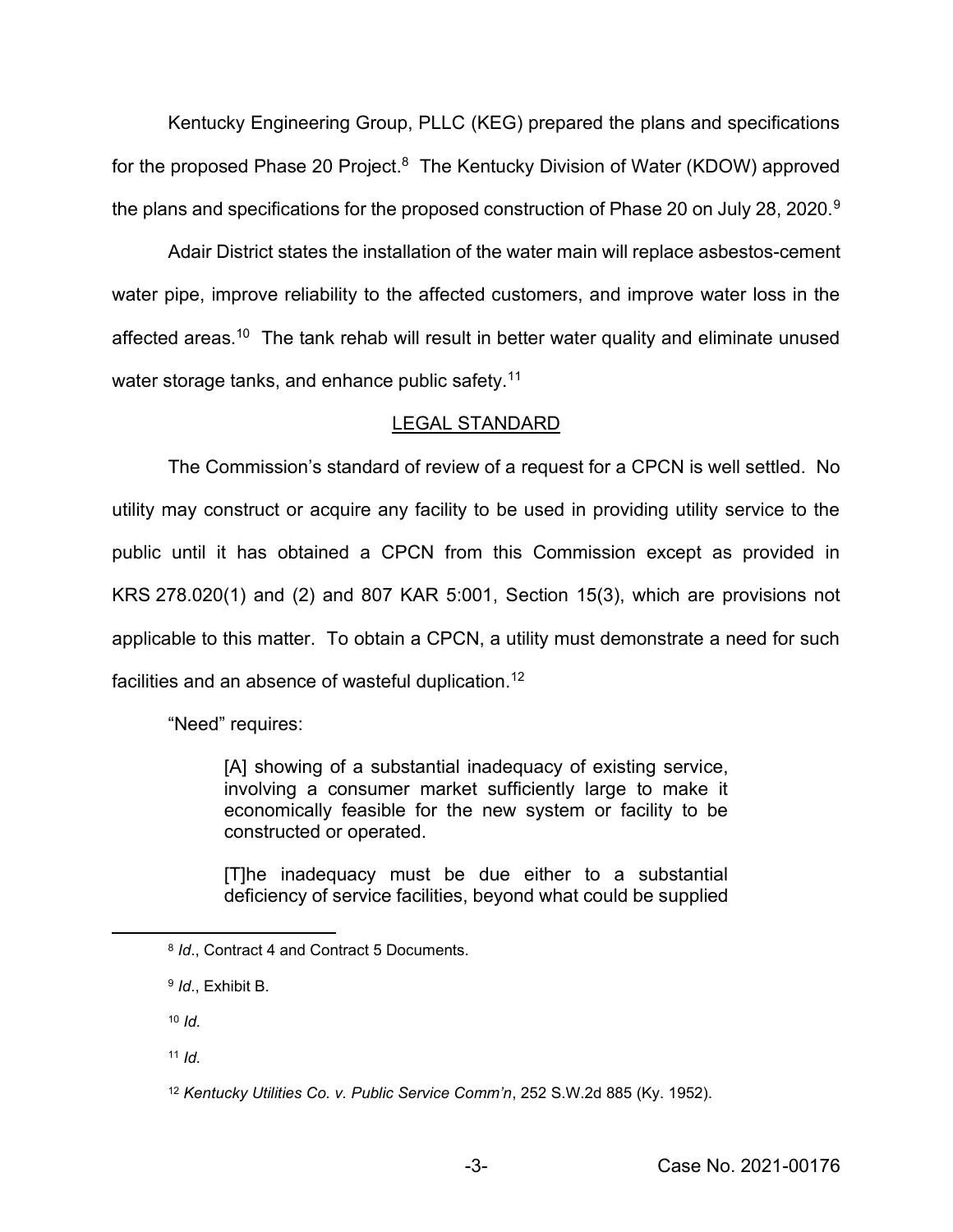Kentucky Engineering Group, PLLC (KEG) prepared the plans and specifications for the proposed Phase 20 Project.[8] The Kentucky Division of Water (KDOW) approved the plans and specifications for the proposed construction of Phase 20 on July 28, 2020.[9]

Adair District states the installation of the water main will replace asbestos-cement water pipe, improve reliability to the affected customers, and improve water loss in the affected areas.[10] The tank rehab will result in better water quality and eliminate unused water storage tanks, and enhance public safety.[11]

## LEGAL STANDARD

The Commission's standard of review of a request for a CPCN is well settled. No utility may construct or acquire any facility to be used in providing utility service to the public until it has obtained a CPCN from this Commission except as provided in KRS 278.020(1) and (2) and 807 KAR 5:001, Section 15(3), which are provisions not applicable to this matter. To obtain a CPCN, a utility must demonstrate a need for such facilities and an absence of wasteful duplication.[12]

"Need" requires:

> [A] showing of a substantial inadequacy of existing service, involving a consumer market sufficiently large to make it economically feasible for the new system or facility to be constructed or operated.
>
> [T]he inadequacy must be due either to a substantial deficiency of service facilities, beyond what could be supplied

---

[8] *Id*., Contract 4 and Contract 5 Documents.

[9] *Id*., Exhibit B.

[10] *Id.*

[11] *Id.*

[12] *Kentucky Utilities Co. v. Public Service Comm'n*, 252 S.W.2d 885 (Ky. 1952).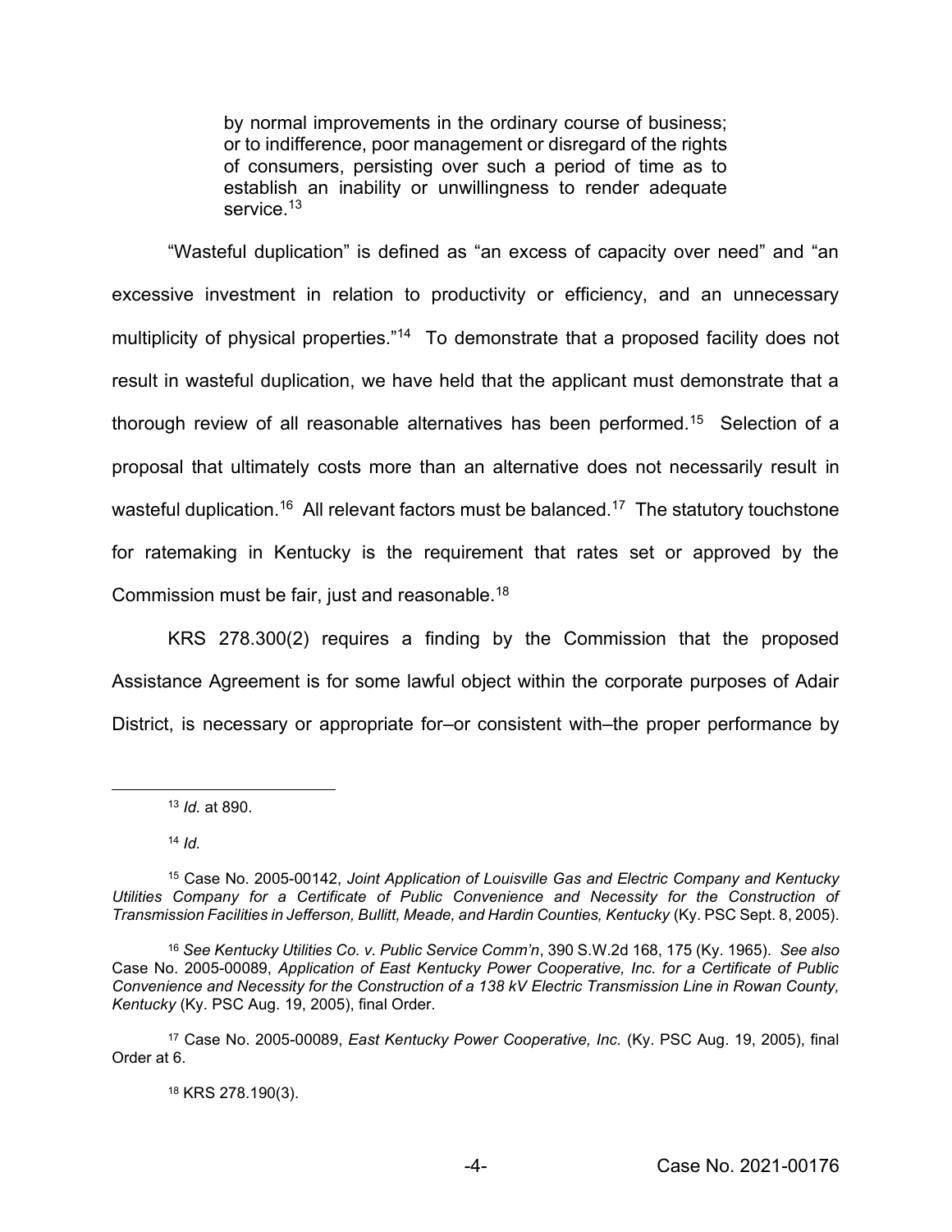> by normal improvements in the ordinary course of business; or to indifference, poor management or disregard of the rights of consumers, persisting over such a period of time as to establish an inability or unwillingness to render adequate service.[13]

"Wasteful duplication" is defined as "an excess of capacity over need" and "an excessive investment in relation to productivity or efficiency, and an unnecessary multiplicity of physical properties."[14] To demonstrate that a proposed facility does not result in wasteful duplication, we have held that the applicant must demonstrate that a thorough review of all reasonable alternatives has been performed.[15] Selection of a proposal that ultimately costs more than an alternative does not necessarily result in wasteful duplication.[16] All relevant factors must be balanced.[17] The statutory touchstone for ratemaking in Kentucky is the requirement that rates set or approved by the Commission must be fair, just and reasonable.[18]

KRS 278.300(2) requires a finding by the Commission that the proposed Assistance Agreement is for some lawful object within the corporate purposes of Adair District, is necessary or appropriate for–or consistent with–the proper performance by

---

[13] *Id.* at 890.

[14] *Id.*

[15] Case No. 2005-00142, *Joint Application of Louisville Gas and Electric Company and Kentucky Utilities Company for a Certificate of Public Convenience and Necessity for the Construction of Transmission Facilities in Jefferson, Bullitt, Meade, and Hardin Counties, Kentucky* (Ky. PSC Sept. 8, 2005).

[16] *See Kentucky Utilities Co. v. Public Service Comm'n*, 390 S.W.2d 168, 175 (Ky. 1965). *See also* Case No. 2005-00089, *Application of East Kentucky Power Cooperative, Inc. for a Certificate of Public Convenience and Necessity for the Construction of a 138 kV Electric Transmission Line in Rowan County, Kentucky* (Ky. PSC Aug. 19, 2005), final Order.

[17] Case No. 2005-00089, *East Kentucky Power Cooperative, Inc.* (Ky. PSC Aug. 19, 2005), final Order at 6.

[18] KRS 278.190(3).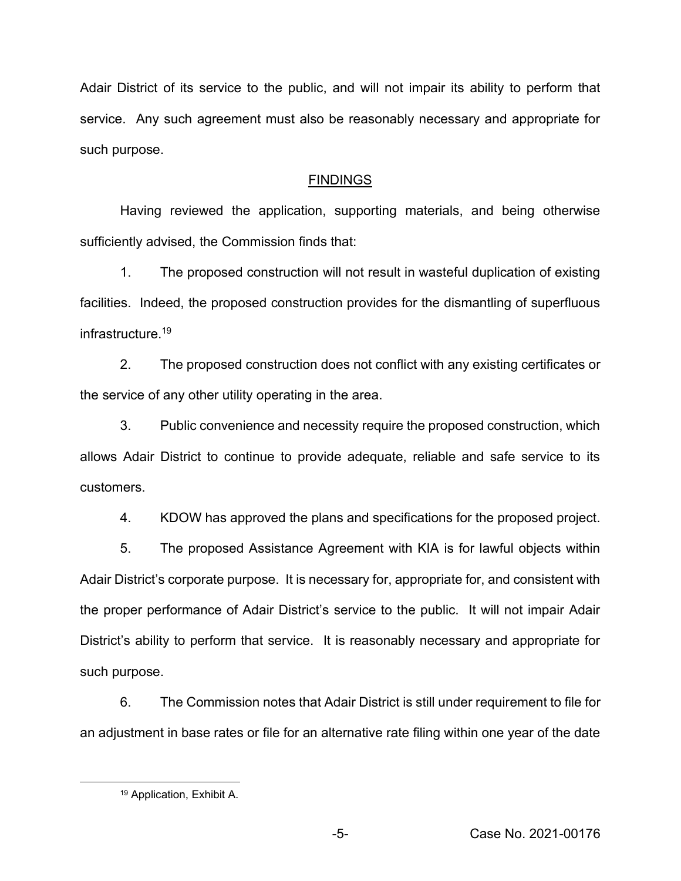Adair District of its service to the public, and will not impair its ability to perform that service. Any such agreement must also be reasonably necessary and appropriate for such purpose.

## FINDINGS

Having reviewed the application, supporting materials, and being otherwise sufficiently advised, the Commission finds that:

1. The proposed construction will not result in wasteful duplication of existing facilities. Indeed, the proposed construction provides for the dismantling of superfluous infrastructure.[19]

2. The proposed construction does not conflict with any existing certificates or the service of any other utility operating in the area.

3. Public convenience and necessity require the proposed construction, which allows Adair District to continue to provide adequate, reliable and safe service to its customers.

4. KDOW has approved the plans and specifications for the proposed project.

5. The proposed Assistance Agreement with KIA is for lawful objects within Adair District's corporate purpose. It is necessary for, appropriate for, and consistent with the proper performance of Adair District's service to the public. It will not impair Adair District's ability to perform that service. It is reasonably necessary and appropriate for such purpose.

6. The Commission notes that Adair District is still under requirement to file for an adjustment in base rates or file for an alternative rate filing within one year of the date

[19] Application, Exhibit A.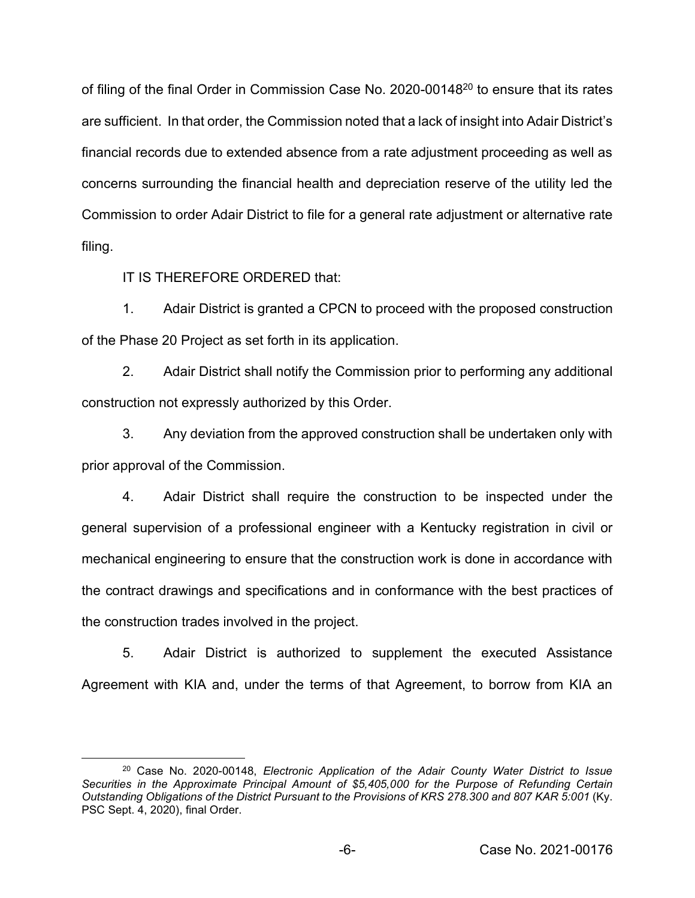of filing of the final Order in Commission Case No. 2020-00148[20] to ensure that its rates are sufficient. In that order, the Commission noted that a lack of insight into Adair District's financial records due to extended absence from a rate adjustment proceeding as well as concerns surrounding the financial health and depreciation reserve of the utility led the Commission to order Adair District to file for a general rate adjustment or alternative rate filing.

IT IS THEREFORE ORDERED that:

1. Adair District is granted a CPCN to proceed with the proposed construction of the Phase 20 Project as set forth in its application.

2. Adair District shall notify the Commission prior to performing any additional construction not expressly authorized by this Order.

3. Any deviation from the approved construction shall be undertaken only with prior approval of the Commission.

4. Adair District shall require the construction to be inspected under the general supervision of a professional engineer with a Kentucky registration in civil or mechanical engineering to ensure that the construction work is done in accordance with the contract drawings and specifications and in conformance with the best practices of the construction trades involved in the project.

5. Adair District is authorized to supplement the executed Assistance Agreement with KIA and, under the terms of that Agreement, to borrow from KIA an

---

[20] Case No. 2020-00148, *Electronic Application of the Adair County Water District to Issue Securities in the Approximate Principal Amount of $5,405,000 for the Purpose of Refunding Certain Outstanding Obligations of the District Pursuant to the Provisions of KRS 278.300 and 807 KAR 5:001* (Ky. PSC Sept. 4, 2020), final Order.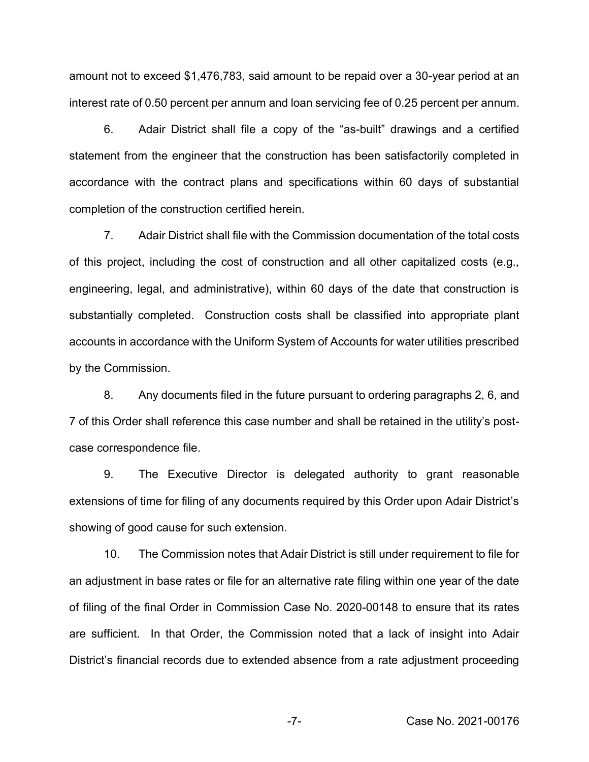amount not to exceed $1,476,783, said amount to be repaid over a 30-year period at an interest rate of 0.50 percent per annum and loan servicing fee of 0.25 percent per annum.

6. Adair District shall file a copy of the "as-built" drawings and a certified statement from the engineer that the construction has been satisfactorily completed in accordance with the contract plans and specifications within 60 days of substantial completion of the construction certified herein.

7. Adair District shall file with the Commission documentation of the total costs of this project, including the cost of construction and all other capitalized costs (e.g., engineering, legal, and administrative), within 60 days of the date that construction is substantially completed. Construction costs shall be classified into appropriate plant accounts in accordance with the Uniform System of Accounts for water utilities prescribed by the Commission.

8. Any documents filed in the future pursuant to ordering paragraphs 2, 6, and 7 of this Order shall reference this case number and shall be retained in the utility's post-case correspondence file.

9. The Executive Director is delegated authority to grant reasonable extensions of time for filing of any documents required by this Order upon Adair District's showing of good cause for such extension.

10. The Commission notes that Adair District is still under requirement to file for an adjustment in base rates or file for an alternative rate filing within one year of the date of filing of the final Order in Commission Case No. 2020-00148 to ensure that its rates are sufficient. In that Order, the Commission noted that a lack of insight into Adair District's financial records due to extended absence from a rate adjustment proceeding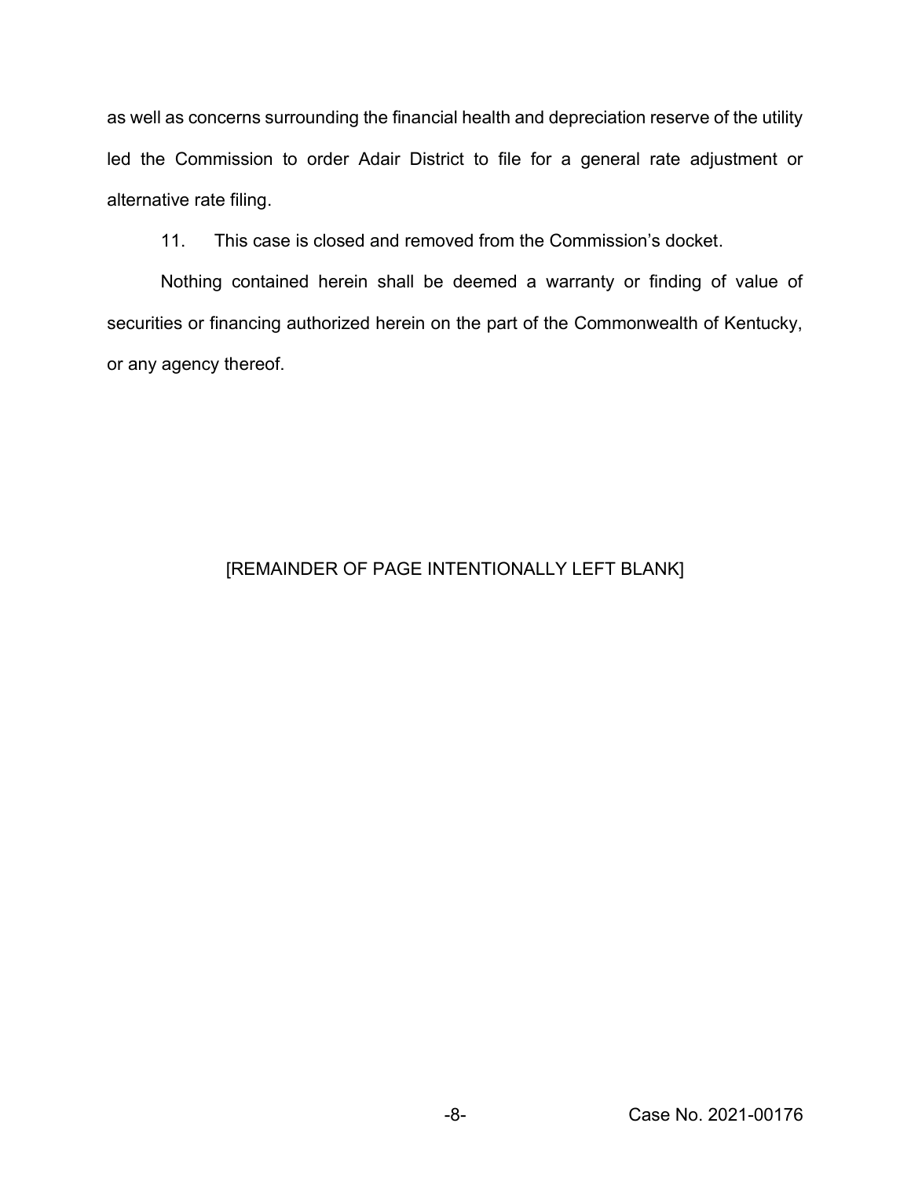as well as concerns surrounding the financial health and depreciation reserve of the utility led the Commission to order Adair District to file for a general rate adjustment or alternative rate filing.

11. This case is closed and removed from the Commission's docket.

Nothing contained herein shall be deemed a warranty or finding of value of securities or financing authorized herein on the part of the Commonwealth of Kentucky, or any agency thereof.

[REMAINDER OF PAGE INTENTIONALLY LEFT BLANK]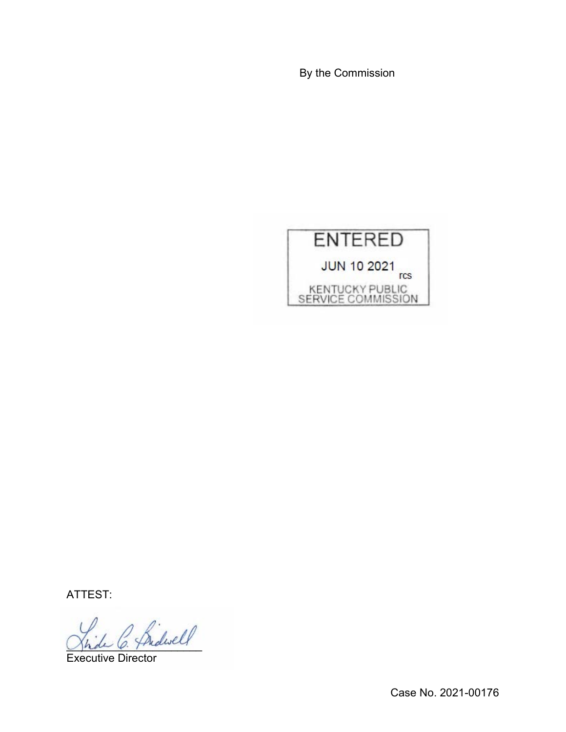By the Commission

ENTERED

JUN 10 2021

rcs

KENTUCKY PUBLIC SERVICE COMMISSION

ATTEST:

Executive Director

Case No. 2021-00176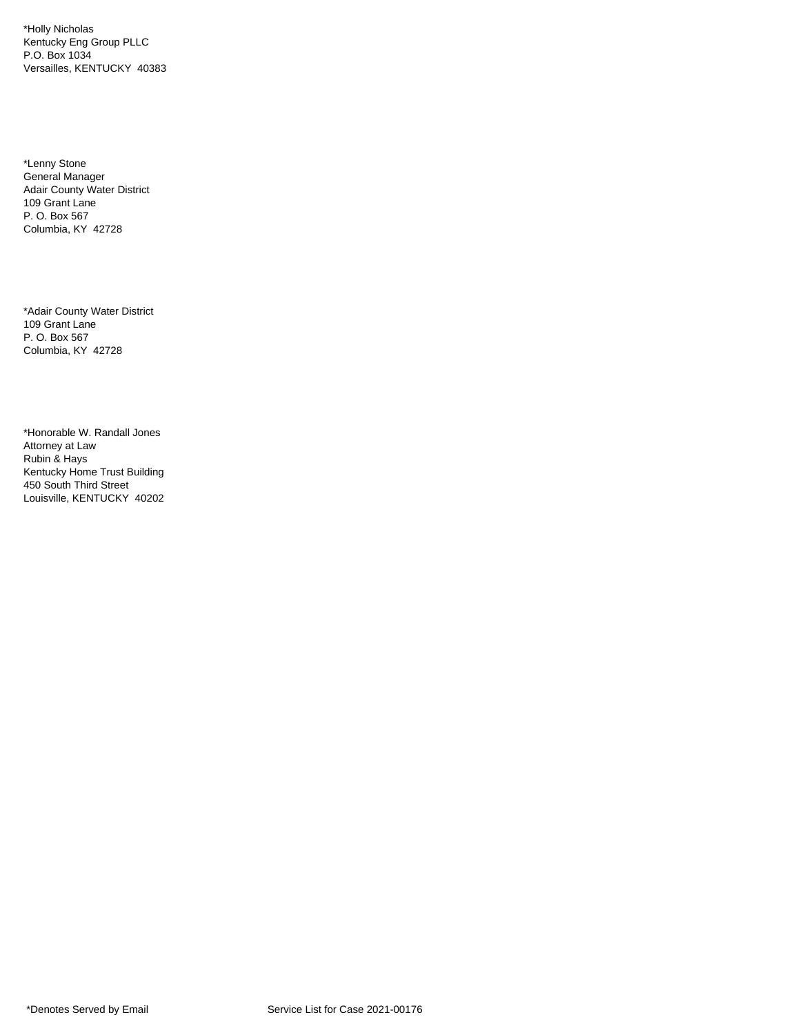*Holly Nicholas
Kentucky Eng Group PLLC
P.O. Box 1034
Versailles, KENTUCKY  40383

*Lenny Stone
General Manager
Adair County Water District
109 Grant Lane
P. O. Box 567
Columbia, KY  42728

*Adair County Water District
109 Grant Lane
P. O. Box 567
Columbia, KY  42728

*Honorable W. Randall Jones
Attorney at Law
Rubin & Hays
Kentucky Home Trust Building
450 South Third Street
Louisville, KENTUCKY  40202

*Denotes Served by Email

Service List for Case 2021-00176